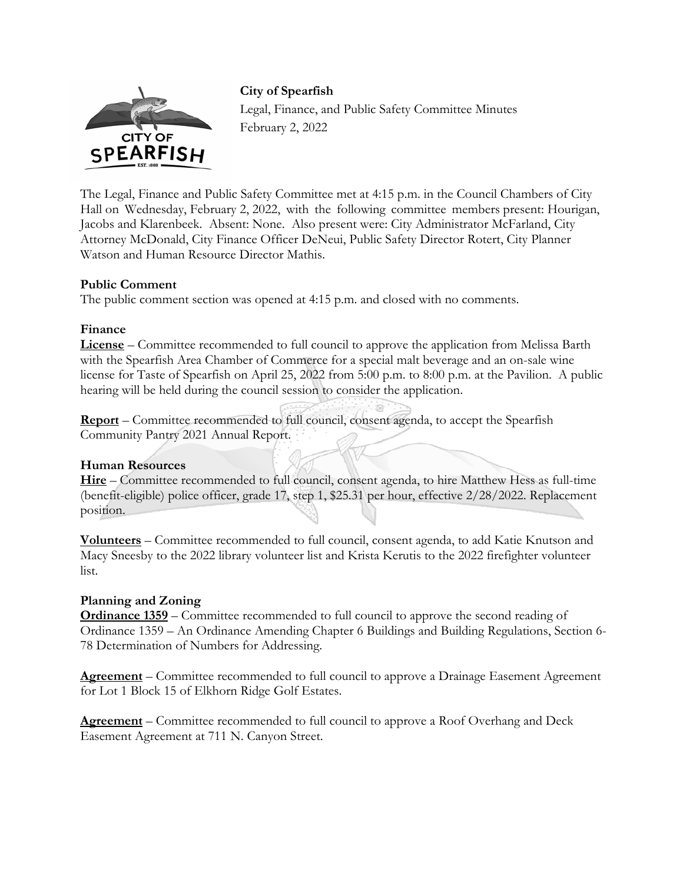**City of Spearfish**

Legal, Finance, and Public Safety Committee Minutes

February 2, 2022

The Legal, Finance and Public Safety Committee met at 4:15 p.m. in the Council Chambers of City Hall on Wednesday, February 2, 2022, with the following committee members present: Hourigan, Jacobs and Klarenbeek. Absent: None. Also present were: City Administrator McFarland, City Attorney McDonald, City Finance Officer DeNeui, Public Safety Director Rotert, City Planner Watson and Human Resource Director Mathis.

**Public Comment**

The public comment section was opened at 4:15 p.m. and closed with no comments.

**Finance**

**License** – Committee recommended to full council to approve the application from Melissa Barth with the Spearfish Area Chamber of Commerce for a special malt beverage and an on-sale wine license for Taste of Spearfish on April 25, 2022 from 5:00 p.m. to 8:00 p.m. at the Pavilion. A public hearing will be held during the council session to consider the application.

**Report** – Committee recommended to full council, consent agenda, to accept the Spearfish Community Pantry 2021 Annual Report.

**Human Resources**

**Hire** – Committee recommended to full council, consent agenda, to hire Matthew Hess as full-time (benefit-eligible) police officer, grade 17, step 1, $25.31 per hour, effective 2/28/2022. Replacement position.

**Volunteers** – Committee recommended to full council, consent agenda, to add Katie Knutson and Macy Sneesby to the 2022 library volunteer list and Krista Kerutis to the 2022 firefighter volunteer list.

**Planning and Zoning**

**Ordinance 1359** – Committee recommended to full council to approve the second reading of Ordinance 1359 – An Ordinance Amending Chapter 6 Buildings and Building Regulations, Section 6-78 Determination of Numbers for Addressing.

**Agreement** – Committee recommended to full council to approve a Drainage Easement Agreement for Lot 1 Block 15 of Elkhorn Ridge Golf Estates.

**Agreement** – Committee recommended to full council to approve a Roof Overhang and Deck Easement Agreement at 711 N. Canyon Street.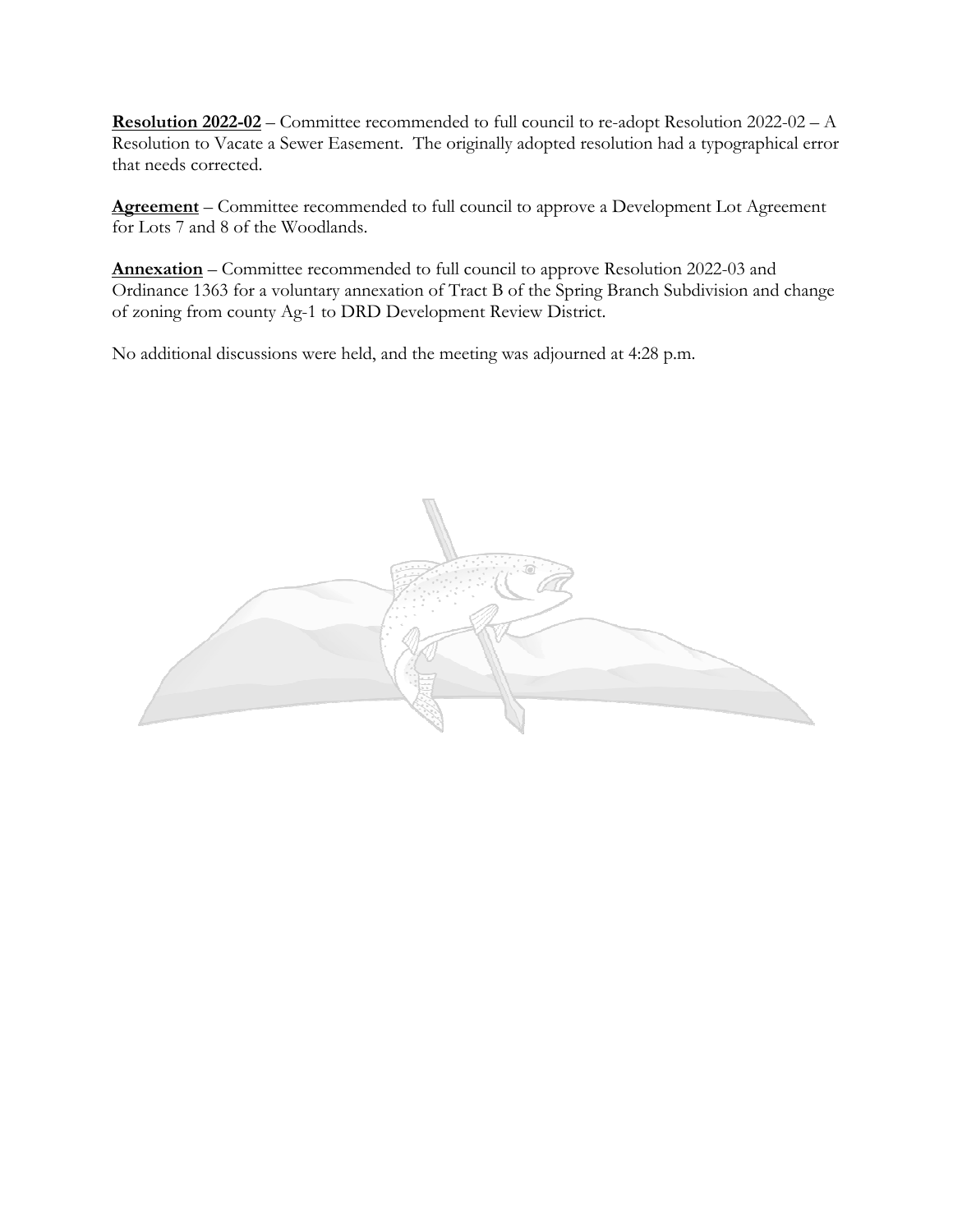**<u>Resolution 2022-02</u>** – Committee recommended to full council to re-adopt Resolution 2022-02 – A Resolution to Vacate a Sewer Easement. The originally adopted resolution had a typographical error that needs corrected.

**<u>Agreement</u>** – Committee recommended to full council to approve a Development Lot Agreement for Lots 7 and 8 of the Woodlands.

**<u>Annexation</u>** – Committee recommended to full council to approve Resolution 2022-03 and Ordinance 1363 for a voluntary annexation of Tract B of the Spring Branch Subdivision and change of zoning from county Ag-1 to DRD Development Review District.

No additional discussions were held, and the meeting was adjourned at 4:28 p.m.